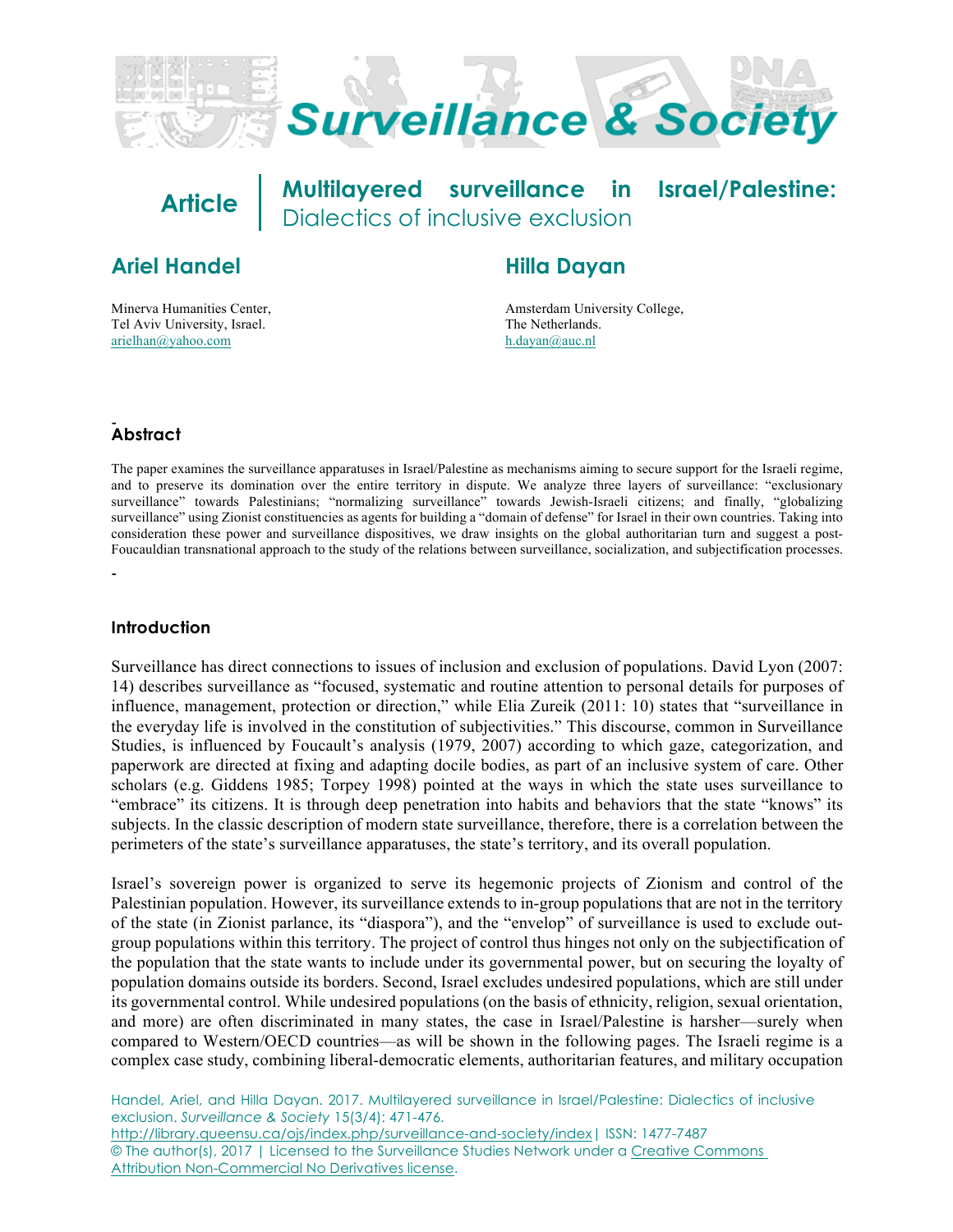Article

# Multilayered surveillance in Israel/Palestine: Dialectics of inclusive exclusion

## Ariel Handel

Minerva Humanities Center,
Tel Aviv University, Israel.
arielhan@yahoo.com

## Hilla Dayan

Amsterdam University College,
The Netherlands.
h.dayan@auc.nl

### Abstract

The paper examines the surveillance apparatuses in Israel/Palestine as mechanisms aiming to secure support for the Israeli regime, and to preserve its domination over the entire territory in dispute. We analyze three layers of surveillance: "exclusionary surveillance" towards Palestinians; "normalizing surveillance" towards Jewish-Israeli citizens; and finally, "globalizing surveillance" using Zionist constituencies as agents for building a "domain of defense" for Israel in their own countries. Taking into consideration these power and surveillance dispositives, we draw insights on the global authoritarian turn and suggest a post-Foucauldian transnational approach to the study of the relations between surveillance, socialization, and subjectification processes.

### Introduction

Surveillance has direct connections to issues of inclusion and exclusion of populations. David Lyon (2007: 14) describes surveillance as "focused, systematic and routine attention to personal details for purposes of influence, management, protection or direction," while Elia Zureik (2011: 10) states that "surveillance in the everyday life is involved in the constitution of subjectivities." This discourse, common in Surveillance Studies, is influenced by Foucault's analysis (1979, 2007) according to which gaze, categorization, and paperwork are directed at fixing and adapting docile bodies, as part of an inclusive system of care. Other scholars (e.g. Giddens 1985; Torpey 1998) pointed at the ways in which the state uses surveillance to "embrace" its citizens. It is through deep penetration into habits and behaviors that the state "knows" its subjects. In the classic description of modern state surveillance, therefore, there is a correlation between the perimeters of the state's surveillance apparatuses, the state's territory, and its overall population.

Israel's sovereign power is organized to serve its hegemonic projects of Zionism and control of the Palestinian population. However, its surveillance extends to in-group populations that are not in the territory of the state (in Zionist parlance, its "diaspora"), and the "envelop" of surveillance is used to exclude out-group populations within this territory. The project of control thus hinges not only on the subjectification of the population that the state wants to include under its governmental power, but on securing the loyalty of population domains outside its borders. Second, Israel excludes undesired populations, which are still under its governmental control. While undesired populations (on the basis of ethnicity, religion, sexual orientation, and more) are often discriminated in many states, the case in Israel/Palestine is harsher—surely when compared to Western/OECD countries—as will be shown in the following pages. The Israeli regime is a complex case study, combining liberal-democratic elements, authoritarian features, and military occupation

Handel, Ariel, and Hilla Dayan. 2017. Multilayered surveillance in Israel/Palestine: Dialectics of inclusive exclusion. *Surveillance & Society* 15(3/4): 471-476.
http://library.queensu.ca/ojs/index.php/surveillance-and-society/index | ISSN: 1477-7487
© The author(s), 2017 | Licensed to the Surveillance Studies Network under a Creative Commons Attribution Non-Commercial No Derivatives license.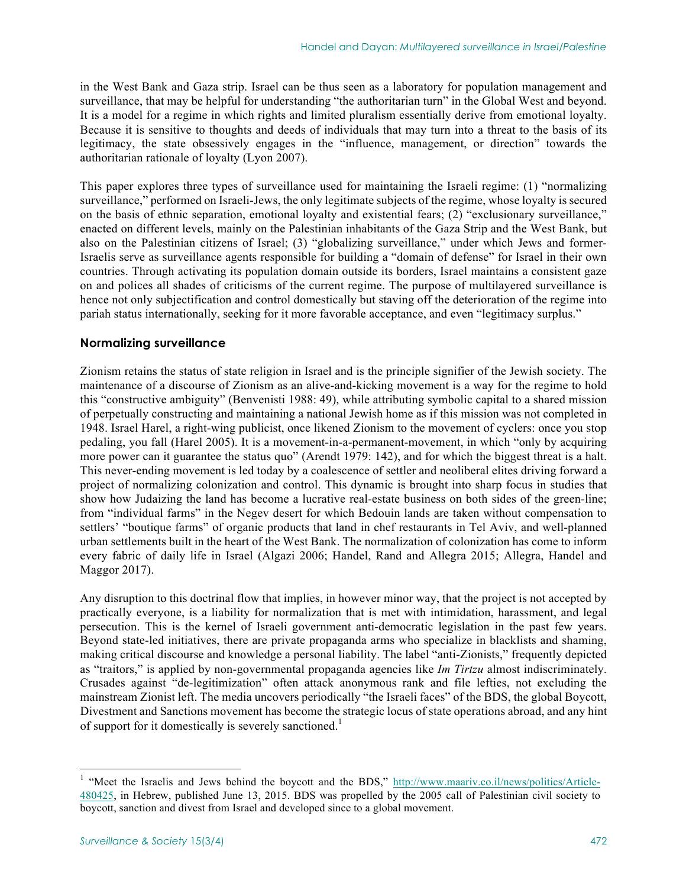in the West Bank and Gaza strip. Israel can be thus seen as a laboratory for population management and surveillance, that may be helpful for understanding "the authoritarian turn" in the Global West and beyond. It is a model for a regime in which rights and limited pluralism essentially derive from emotional loyalty. Because it is sensitive to thoughts and deeds of individuals that may turn into a threat to the basis of its legitimacy, the state obsessively engages in the "influence, management, or direction" towards the authoritarian rationale of loyalty (Lyon 2007).

This paper explores three types of surveillance used for maintaining the Israeli regime: (1) "normalizing surveillance," performed on Israeli-Jews, the only legitimate subjects of the regime, whose loyalty is secured on the basis of ethnic separation, emotional loyalty and existential fears; (2) "exclusionary surveillance," enacted on different levels, mainly on the Palestinian inhabitants of the Gaza Strip and the West Bank, but also on the Palestinian citizens of Israel; (3) "globalizing surveillance," under which Jews and former-Israelis serve as surveillance agents responsible for building a "domain of defense" for Israel in their own countries. Through activating its population domain outside its borders, Israel maintains a consistent gaze on and polices all shades of criticisms of the current regime. The purpose of multilayered surveillance is hence not only subjectification and control domestically but staving off the deterioration of the regime into pariah status internationally, seeking for it more favorable acceptance, and even "legitimacy surplus."

## Normalizing surveillance

Zionism retains the status of state religion in Israel and is the principle signifier of the Jewish society. The maintenance of a discourse of Zionism as an alive-and-kicking movement is a way for the regime to hold this "constructive ambiguity" (Benvenisti 1988: 49), while attributing symbolic capital to a shared mission of perpetually constructing and maintaining a national Jewish home as if this mission was not completed in 1948. Israel Harel, a right-wing publicist, once likened Zionism to the movement of cyclers: once you stop pedaling, you fall (Harel 2005). It is a movement-in-a-permanent-movement, in which "only by acquiring more power can it guarantee the status quo" (Arendt 1979: 142), and for which the biggest threat is a halt. This never-ending movement is led today by a coalescence of settler and neoliberal elites driving forward a project of normalizing colonization and control. This dynamic is brought into sharp focus in studies that show how Judaizing the land has become a lucrative real-estate business on both sides of the green-line; from "individual farms" in the Negev desert for which Bedouin lands are taken without compensation to settlers' "boutique farms" of organic products that land in chef restaurants in Tel Aviv, and well-planned urban settlements built in the heart of the West Bank. The normalization of colonization has come to inform every fabric of daily life in Israel (Algazi 2006; Handel, Rand and Allegra 2015; Allegra, Handel and Maggor 2017).

Any disruption to this doctrinal flow that implies, in however minor way, that the project is not accepted by practically everyone, is a liability for normalization that is met with intimidation, harassment, and legal persecution. This is the kernel of Israeli government anti-democratic legislation in the past few years. Beyond state-led initiatives, there are private propaganda arms who specialize in blacklists and shaming, making critical discourse and knowledge a personal liability. The label "anti-Zionists," frequently depicted as "traitors," is applied by non-governmental propaganda agencies like *Im Tirtzu* almost indiscriminately. Crusades against "de-legitimization" often attack anonymous rank and file lefties, not excluding the mainstream Zionist left. The media uncovers periodically "the Israeli faces" of the BDS, the global Boycott, Divestment and Sanctions movement has become the strategic locus of state operations abroad, and any hint of support for it domestically is severely sanctioned.[1]

---

[1] "Meet the Israelis and Jews behind the boycott and the BDS," http://www.maariv.co.il/news/politics/Article-480425, in Hebrew, published June 13, 2015. BDS was propelled by the 2005 call of Palestinian civil society to boycott, sanction and divest from Israel and developed since to a global movement.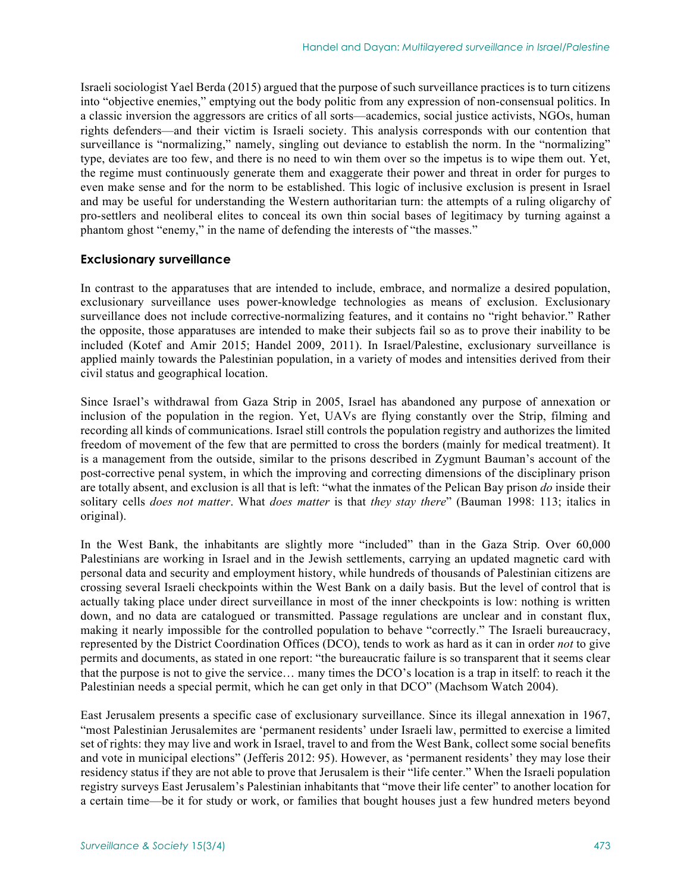Israeli sociologist Yael Berda (2015) argued that the purpose of such surveillance practices is to turn citizens into "objective enemies," emptying out the body politic from any expression of non-consensual politics. In a classic inversion the aggressors are critics of all sorts—academics, social justice activists, NGOs, human rights defenders—and their victim is Israeli society. This analysis corresponds with our contention that surveillance is "normalizing," namely, singling out deviance to establish the norm. In the "normalizing" type, deviates are too few, and there is no need to win them over so the impetus is to wipe them out. Yet, the regime must continuously generate them and exaggerate their power and threat in order for purges to even make sense and for the norm to be established. This logic of inclusive exclusion is present in Israel and may be useful for understanding the Western authoritarian turn: the attempts of a ruling oligarchy of pro-settlers and neoliberal elites to conceal its own thin social bases of legitimacy by turning against a phantom ghost "enemy," in the name of defending the interests of "the masses."

### Exclusionary surveillance

In contrast to the apparatuses that are intended to include, embrace, and normalize a desired population, exclusionary surveillance uses power-knowledge technologies as means of exclusion. Exclusionary surveillance does not include corrective-normalizing features, and it contains no "right behavior." Rather the opposite, those apparatuses are intended to make their subjects fail so as to prove their inability to be included (Kotef and Amir 2015; Handel 2009, 2011). In Israel/Palestine, exclusionary surveillance is applied mainly towards the Palestinian population, in a variety of modes and intensities derived from their civil status and geographical location.

Since Israel's withdrawal from Gaza Strip in 2005, Israel has abandoned any purpose of annexation or inclusion of the population in the region. Yet, UAVs are flying constantly over the Strip, filming and recording all kinds of communications. Israel still controls the population registry and authorizes the limited freedom of movement of the few that are permitted to cross the borders (mainly for medical treatment). It is a management from the outside, similar to the prisons described in Zygmunt Bauman's account of the post-corrective penal system, in which the improving and correcting dimensions of the disciplinary prison are totally absent, and exclusion is all that is left: "what the inmates of the Pelican Bay prison *do* inside their solitary cells *does not matter*. What *does matter* is that *they stay there*" (Bauman 1998: 113; italics in original).

In the West Bank, the inhabitants are slightly more "included" than in the Gaza Strip. Over 60,000 Palestinians are working in Israel and in the Jewish settlements, carrying an updated magnetic card with personal data and security and employment history, while hundreds of thousands of Palestinian citizens are crossing several Israeli checkpoints within the West Bank on a daily basis. But the level of control that is actually taking place under direct surveillance in most of the inner checkpoints is low: nothing is written down, and no data are catalogued or transmitted. Passage regulations are unclear and in constant flux, making it nearly impossible for the controlled population to behave "correctly." The Israeli bureaucracy, represented by the District Coordination Offices (DCO), tends to work as hard as it can in order *not* to give permits and documents, as stated in one report: "the bureaucratic failure is so transparent that it seems clear that the purpose is not to give the service… many times the DCO's location is a trap in itself: to reach it the Palestinian needs a special permit, which he can get only in that DCO" (Machsom Watch 2004).

East Jerusalem presents a specific case of exclusionary surveillance. Since its illegal annexation in 1967, "most Palestinian Jerusalemites are 'permanent residents' under Israeli law, permitted to exercise a limited set of rights: they may live and work in Israel, travel to and from the West Bank, collect some social benefits and vote in municipal elections" (Jefferis 2012: 95). However, as 'permanent residents' they may lose their residency status if they are not able to prove that Jerusalem is their "life center." When the Israeli population registry surveys East Jerusalem's Palestinian inhabitants that "move their life center" to another location for a certain time—be it for study or work, or families that bought houses just a few hundred meters beyond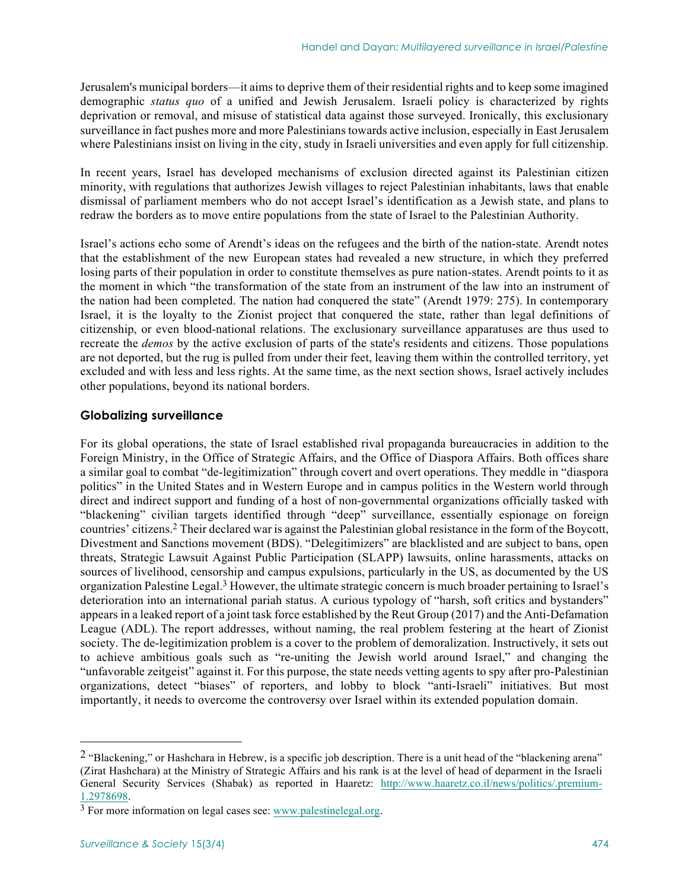Jerusalem's municipal borders—it aims to deprive them of their residential rights and to keep some imagined demographic *status quo* of a unified and Jewish Jerusalem. Israeli policy is characterized by rights deprivation or removal, and misuse of statistical data against those surveyed. Ironically, this exclusionary surveillance in fact pushes more and more Palestinians towards active inclusion, especially in East Jerusalem where Palestinians insist on living in the city, study in Israeli universities and even apply for full citizenship.

In recent years, Israel has developed mechanisms of exclusion directed against its Palestinian citizen minority, with regulations that authorizes Jewish villages to reject Palestinian inhabitants, laws that enable dismissal of parliament members who do not accept Israel's identification as a Jewish state, and plans to redraw the borders as to move entire populations from the state of Israel to the Palestinian Authority.

Israel's actions echo some of Arendt's ideas on the refugees and the birth of the nation-state. Arendt notes that the establishment of the new European states had revealed a new structure, in which they preferred losing parts of their population in order to constitute themselves as pure nation-states. Arendt points to it as the moment in which "the transformation of the state from an instrument of the law into an instrument of the nation had been completed. The nation had conquered the state" (Arendt 1979: 275). In contemporary Israel, it is the loyalty to the Zionist project that conquered the state, rather than legal definitions of citizenship, or even blood-national relations. The exclusionary surveillance apparatuses are thus used to recreate the *demos* by the active exclusion of parts of the state's residents and citizens. Those populations are not deported, but the rug is pulled from under their feet, leaving them within the controlled territory, yet excluded and with less and less rights. At the same time, as the next section shows, Israel actively includes other populations, beyond its national borders.

## Globalizing surveillance

For its global operations, the state of Israel established rival propaganda bureaucracies in addition to the Foreign Ministry, in the Office of Strategic Affairs, and the Office of Diaspora Affairs. Both offices share a similar goal to combat "de-legitimization" through covert and overt operations. They meddle in "diaspora politics" in the United States and in Western Europe and in campus politics in the Western world through direct and indirect support and funding of a host of non-governmental organizations officially tasked with "blackening" civilian targets identified through "deep" surveillance, essentially espionage on foreign countries' citizens.[2] Their declared war is against the Palestinian global resistance in the form of the Boycott, Divestment and Sanctions movement (BDS). "Delegitimizers" are blacklisted and are subject to bans, open threats, Strategic Lawsuit Against Public Participation (SLAPP) lawsuits, online harassments, attacks on sources of livelihood, censorship and campus expulsions, particularly in the US, as documented by the US organization Palestine Legal.[3] However, the ultimate strategic concern is much broader pertaining to Israel's deterioration into an international pariah status. A curious typology of "harsh, soft critics and bystanders" appears in a leaked report of a joint task force established by the Reut Group (2017) and the Anti-Defamation League (ADL). The report addresses, without naming, the real problem festering at the heart of Zionist society. The de-legitimization problem is a cover to the problem of demoralization. Instructively, it sets out to achieve ambitious goals such as "re-uniting the Jewish world around Israel," and changing the "unfavorable zeitgeist" against it. For this purpose, the state needs vetting agents to spy after pro-Palestinian organizations, detect "biases" of reporters, and lobby to block "anti-Israeli" initiatives. But most importantly, it needs to overcome the controversy over Israel within its extended population domain.

---

[2] "Blackening," or Hashchara in Hebrew, is a specific job description. There is a unit head of the "blackening arena" (Zirat Hashchara) at the Ministry of Strategic Affairs and his rank is at the level of head of deparment in the Israeli General Security Services (Shabak) as reported in Haaretz: http://www.haaretz.co.il/news/politics/.premium-1.2978698.

[3] For more information on legal cases see: www.palestinelegal.org.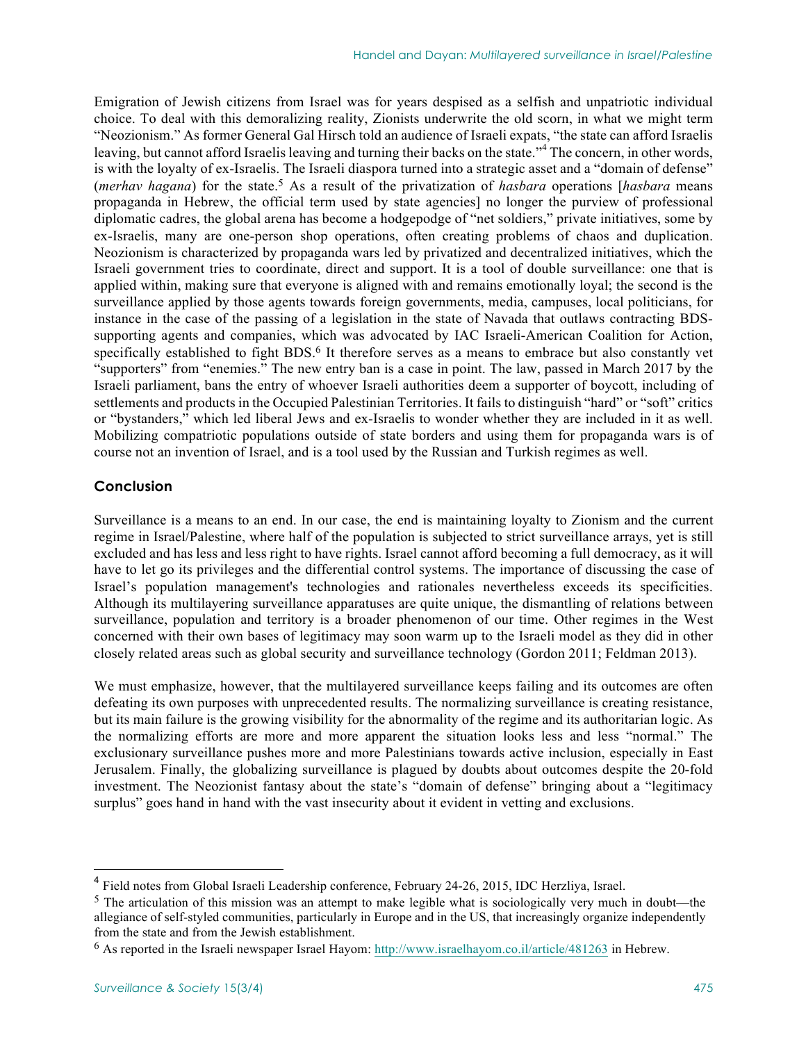Emigration of Jewish citizens from Israel was for years despised as a selfish and unpatriotic individual choice. To deal with this demoralizing reality, Zionists underwrite the old scorn, in what we might term "Neozionism." As former General Gal Hirsch told an audience of Israeli expats, "the state can afford Israelis leaving, but cannot afford Israelis leaving and turning their backs on the state."[4] The concern, in other words, is with the loyalty of ex-Israelis. The Israeli diaspora turned into a strategic asset and a "domain of defense" (*merhav hagana*) for the state.[5] As a result of the privatization of *hasbara* operations [*hasbara* means propaganda in Hebrew, the official term used by state agencies] no longer the purview of professional diplomatic cadres, the global arena has become a hodgepodge of "net soldiers," private initiatives, some by ex-Israelis, many are one-person shop operations, often creating problems of chaos and duplication. Neozionism is characterized by propaganda wars led by privatized and decentralized initiatives, which the Israeli government tries to coordinate, direct and support. It is a tool of double surveillance: one that is applied within, making sure that everyone is aligned with and remains emotionally loyal; the second is the surveillance applied by those agents towards foreign governments, media, campuses, local politicians, for instance in the case of the passing of a legislation in the state of Navada that outlaws contracting BDS-supporting agents and companies, which was advocated by IAC Israeli-American Coalition for Action, specifically established to fight BDS.[6] It therefore serves as a means to embrace but also constantly vet "supporters" from "enemies." The new entry ban is a case in point. The law, passed in March 2017 by the Israeli parliament, bans the entry of whoever Israeli authorities deem a supporter of boycott, including of settlements and products in the Occupied Palestinian Territories. It fails to distinguish "hard" or "soft" critics or "bystanders," which led liberal Jews and ex-Israelis to wonder whether they are included in it as well. Mobilizing compatriotic populations outside of state borders and using them for propaganda wars is of course not an invention of Israel, and is a tool used by the Russian and Turkish regimes as well.

## Conclusion

Surveillance is a means to an end. In our case, the end is maintaining loyalty to Zionism and the current regime in Israel/Palestine, where half of the population is subjected to strict surveillance arrays, yet is still excluded and has less and less right to have rights. Israel cannot afford becoming a full democracy, as it will have to let go its privileges and the differential control systems. The importance of discussing the case of Israel's population management's technologies and rationales nevertheless exceeds its specificities. Although its multilayering surveillance apparatuses are quite unique, the dismantling of relations between surveillance, population and territory is a broader phenomenon of our time. Other regimes in the West concerned with their own bases of legitimacy may soon warm up to the Israeli model as they did in other closely related areas such as global security and surveillance technology (Gordon 2011; Feldman 2013).

We must emphasize, however, that the multilayered surveillance keeps failing and its outcomes are often defeating its own purposes with unprecedented results. The normalizing surveillance is creating resistance, but its main failure is the growing visibility for the abnormality of the regime and its authoritarian logic. As the normalizing efforts are more and more apparent the situation looks less and less "normal." The exclusionary surveillance pushes more and more Palestinians towards active inclusion, especially in East Jerusalem. Finally, the globalizing surveillance is plagued by doubts about outcomes despite the 20-fold investment. The Neozionist fantasy about the state's "domain of defense" bringing about a "legitimacy surplus" goes hand in hand with the vast insecurity about it evident in vetting and exclusions.

---

[4] Field notes from Global Israeli Leadership conference, February 24-26, 2015, IDC Herzliya, Israel.

[5] The articulation of this mission was an attempt to make legible what is sociologically very much in doubt—the allegiance of self-styled communities, particularly in Europe and in the US, that increasingly organize independently from the state and from the Jewish establishment.

[6] As reported in the Israeli newspaper Israel Hayom: http://www.israelhayom.co.il/article/481263 in Hebrew.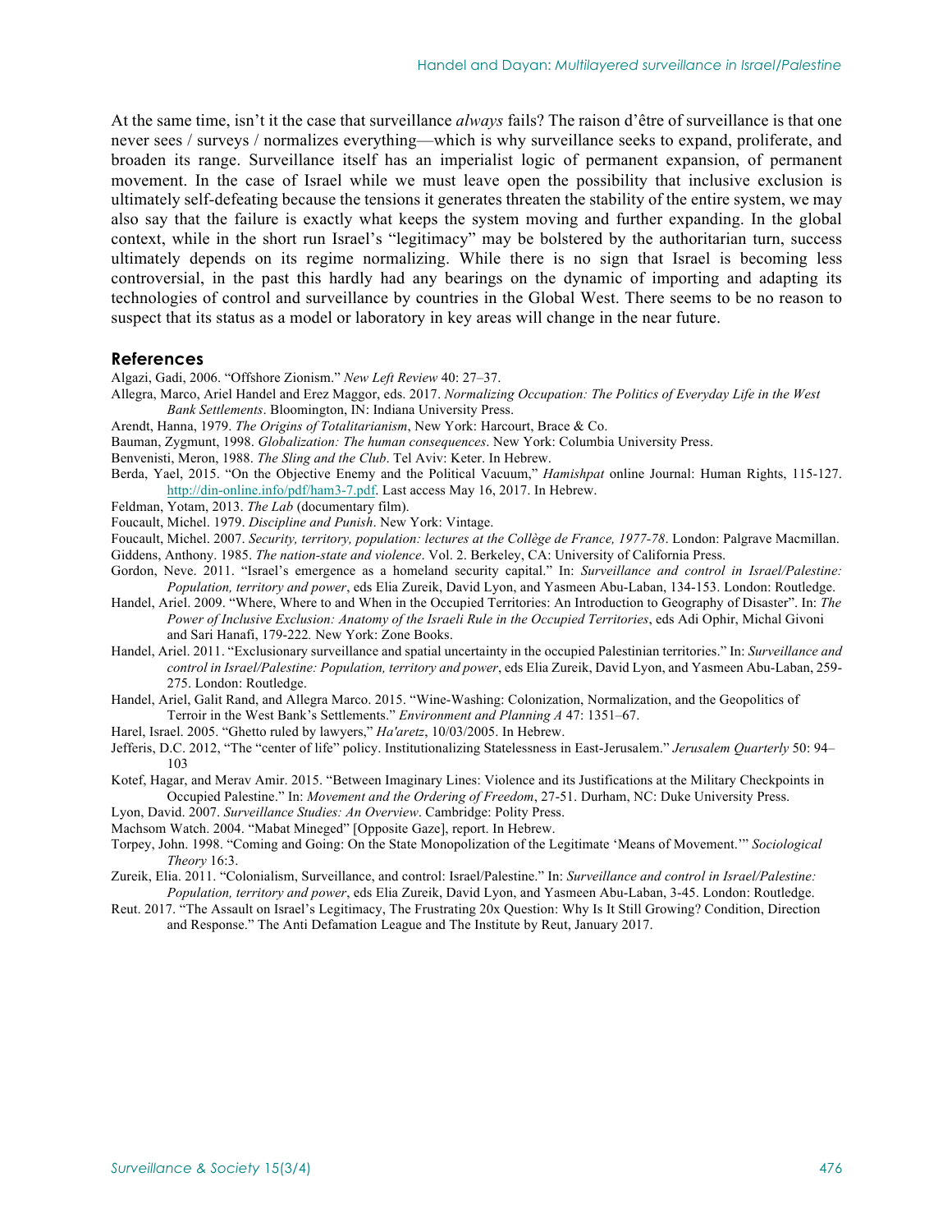At the same time, isn't it the case that surveillance *always* fails? The raison d'être of surveillance is that one never sees / surveys / normalizes everything—which is why surveillance seeks to expand, proliferate, and broaden its range. Surveillance itself has an imperialist logic of permanent expansion, of permanent movement. In the case of Israel while we must leave open the possibility that inclusive exclusion is ultimately self-defeating because the tensions it generates threaten the stability of the entire system, we may also say that the failure is exactly what keeps the system moving and further expanding. In the global context, while in the short run Israel's "legitimacy" may be bolstered by the authoritarian turn, success ultimately depends on its regime normalizing. While there is no sign that Israel is becoming less controversial, in the past this hardly had any bearings on the dynamic of importing and adapting its technologies of control and surveillance by countries in the Global West. There seems to be no reason to suspect that its status as a model or laboratory in key areas will change in the near future.

## References

Algazi, Gadi, 2006. "Offshore Zionism." *New Left Review* 40: 27–37.

Allegra, Marco, Ariel Handel and Erez Maggor, eds. 2017. *Normalizing Occupation: The Politics of Everyday Life in the West Bank Settlements*. Bloomington, IN: Indiana University Press.

Arendt, Hanna, 1979. *The Origins of Totalitarianism*, New York: Harcourt, Brace & Co.

Bauman, Zygmunt, 1998. *Globalization: The human consequences*. New York: Columbia University Press.

Benvenisti, Meron, 1988. *The Sling and the Club*. Tel Aviv: Keter. In Hebrew.

Berda, Yael, 2015. "On the Objective Enemy and the Political Vacuum," *Hamishpat* online Journal: Human Rights, 115-127. http://din-online.info/pdf/ham3-7.pdf. Last access May 16, 2017. In Hebrew.

Feldman, Yotam, 2013. *The Lab* (documentary film).

Foucault, Michel. 1979. *Discipline and Punish*. New York: Vintage.

Foucault, Michel. 2007. *Security, territory, population: lectures at the Collège de France, 1977-78*. London: Palgrave Macmillan.

Giddens, Anthony. 1985. *The nation-state and violence*. Vol. 2. Berkeley, CA: University of California Press.

Gordon, Neve. 2011. "Israel's emergence as a homeland security capital." In: *Surveillance and control in Israel/Palestine: Population, territory and power*, eds Elia Zureik, David Lyon, and Yasmeen Abu-Laban, 134-153. London: Routledge.

Handel, Ariel. 2009. "Where, Where to and When in the Occupied Territories: An Introduction to Geography of Disaster". In: *The Power of Inclusive Exclusion: Anatomy of the Israeli Rule in the Occupied Territories*, eds Adi Ophir, Michal Givoni and Sari Hanafi, 179-222. New York: Zone Books.

Handel, Ariel. 2011. "Exclusionary surveillance and spatial uncertainty in the occupied Palestinian territories." In: *Surveillance and control in Israel/Palestine: Population, territory and power*, eds Elia Zureik, David Lyon, and Yasmeen Abu-Laban, 259-275. London: Routledge.

Handel, Ariel, Galit Rand, and Allegra Marco. 2015. "Wine-Washing: Colonization, Normalization, and the Geopolitics of Terroir in the West Bank's Settlements." *Environment and Planning A* 47: 1351–67.

Harel, Israel. 2005. "Ghetto ruled by lawyers," *Ha'aretz*, 10/03/2005. In Hebrew.

Jefferis, D.C. 2012, "The "center of life" policy. Institutionalizing Statelessness in East-Jerusalem." *Jerusalem Quarterly* 50: 94–103

Kotef, Hagar, and Merav Amir. 2015. "Between Imaginary Lines: Violence and its Justifications at the Military Checkpoints in Occupied Palestine." In: *Movement and the Ordering of Freedom*, 27-51. Durham, NC: Duke University Press.

Lyon, David. 2007. *Surveillance Studies: An Overview*. Cambridge: Polity Press.

Machsom Watch. 2004. "Mabat Mineged" [Opposite Gaze], report. In Hebrew.

Torpey, John. 1998. "Coming and Going: On the State Monopolization of the Legitimate 'Means of Movement.'" *Sociological Theory* 16:3.

Zureik, Elia. 2011. "Colonialism, Surveillance, and control: Israel/Palestine." In: *Surveillance and control in Israel/Palestine: Population, territory and power*, eds Elia Zureik, David Lyon, and Yasmeen Abu-Laban, 3-45. London: Routledge.

Reut. 2017. "The Assault on Israel's Legitimacy, The Frustrating 20x Question: Why Is It Still Growing? Condition, Direction and Response." The Anti Defamation League and The Institute by Reut, January 2017.